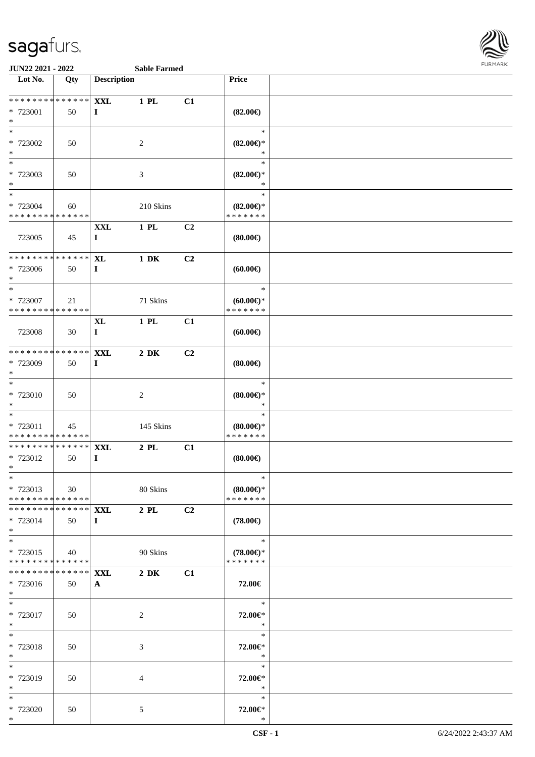**JUN22 2021 - 2022** **Sable Farmed**

| Lot No. | Qty | Description | | | Price | |
|---|---|---|---|---|---|---|
| * * * * * * * * * * * * * * | | **XXL** | **1 PL** | **C1** | | |
| * 723001 | 50 | **I** | | | **(82.00€)** | |
| * | | | | | | |
| * | | | | | * | |
| * 723002 | 50 | | 2 | | **(82.00€)*** | |
| * | | | | | * | |
| * | | | | | * | |
| * 723003 | 50 | | 3 | | **(82.00€)*** | |
| * | | | | | * | |
| * | | | | | * | |
| * 723004 | 60 | | 210 Skins | | **(82.00€)*** | |
| * * * * * * * * * * * * * * | | | | | * * * * * * * | |
| | | **XXL** | **1 PL** | **C2** | | |
| 723005 | 45 | **I** | | | **(80.00€)** | |
| * * * * * * * * * * * * * * | | **XL** | **1 DK** | **C2** | | |
| * 723006 | 50 | **I** | | | **(60.00€)** | |
| * | | | | | | |
| * | | | | | * | |
| * 723007 | 21 | | 71 Skins | | **(60.00€)*** | |
| * * * * * * * * * * * * * * | | | | | * * * * * * * | |
| | | **XL** | **1 PL** | **C1** | | |
| 723008 | 30 | **I** | | | **(60.00€)** | |
| * * * * * * * * * * * * * * | | **XXL** | **2 DK** | **C2** | | |
| * 723009 | 50 | **I** | | | **(80.00€)** | |
| * | | | | | | |
| * | | | | | * | |
| * 723010 | 50 | | 2 | | **(80.00€)*** | |
| * | | | | | * | |
| * | | | | | * | |
| * 723011 | 45 | | 145 Skins | | **(80.00€)*** | |
| * * * * * * * * * * * * * * | | | | | * * * * * * * | |
| * * * * * * * * * * * * * * | | **XXL** | **2 PL** | **C1** | | |
| * 723012 | 50 | **I** | | | **(80.00€)** | |
| * | | | | | | |
| * | | | | | * | |
| * 723013 | 30 | | 80 Skins | | **(80.00€)*** | |
| * * * * * * * * * * * * * * | | | | | * * * * * * * | |
| * * * * * * * * * * * * * * | | **XXL** | **2 PL** | **C2** | | |
| * 723014 | 50 | **I** | | | **(78.00€)** | |
| * | | | | | | |
| * | | | | | * | |
| * 723015 | 40 | | 90 Skins | | **(78.00€)*** | |
| * * * * * * * * * * * * * * | | | | | * * * * * * * | |
| * * * * * * * * * * * * * * | | **XXL** | **2 DK** | **C1** | | |
| * 723016 | 50 | **A** | | | **72.00€** | |
| * | | | | | | |
| * | | | | | * | |
| * 723017 | 50 | | 2 | | **72.00€*** | |
| * | | | | | * | |
| * | | | | | * | |
| * 723018 | 50 | | 3 | | **72.00€*** | |
| * | | | | | * | |
| * | | | | | * | |
| * 723019 | 50 | | 4 | | **72.00€*** | |
| * | | | | | * | |
| * | | | | | * | |
| * 723020 | 50 | | 5 | | **72.00€*** | |
| * | | | | | * | |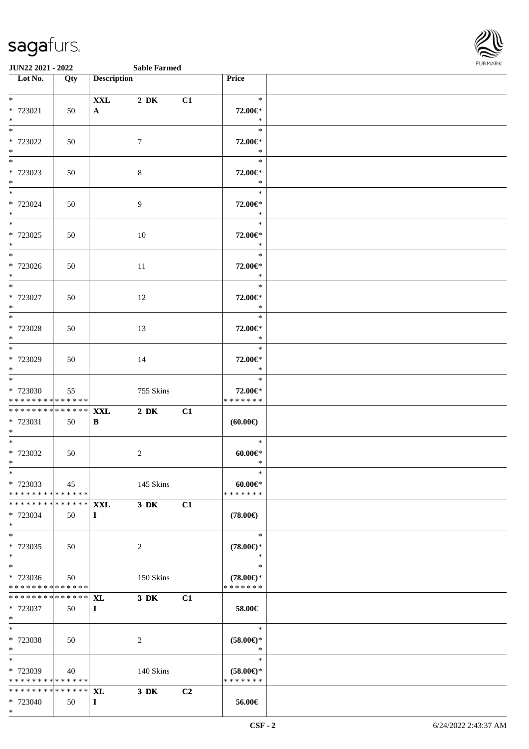**JUN22 2021 - 2022** **Sable Farmed**

| Lot No. | Qty | Description | | | Price |
|---|---|---|---|---|---|
| * 723021 * | 50 | **XXL** **A** | **2 DK** | **C1** | * 72.00€* * |
| * 723022 * | 50 | | 7 | | * 72.00€* * |
| * 723023 * | 50 | | 8 | | * 72.00€* * |
| * 723024 * | 50 | | 9 | | * 72.00€* * |
| * 723025 * | 50 | | 10 | | * 72.00€* * |
| * 723026 * | 50 | | 11 | | * 72.00€* * |
| * 723027 * | 50 | | 12 | | * 72.00€* * |
| * 723028 * | 50 | | 13 | | * 72.00€* * |
| * 723029 * | 50 | | 14 | | * 72.00€* * |
| * 723030 * * * * * * * * * * * * * * | 55 | | 755 Skins | | * 72.00€* * * * * * * * |
| * * * * * * * * * * * * * * 723031 * | 50 | **XXL** **B** | **2 DK** | **C1** | **(60.00€)** |
| * 723032 * | 50 | | 2 | | * 60.00€* * |
| * 723033 * * * * * * * * * * * * * * | 45 | | 145 Skins | | * 60.00€* * * * * * * * |
| * * * * * * * * * * * * * * 723034 * | 50 | **XXL** **I** | **3 DK** | **C1** | **(78.00€)** |
| * 723035 * | 50 | | 2 | | * **(78.00€)*** * |
| * 723036 * * * * * * * * * * * * * * | 50 | | 150 Skins | | * **(78.00€)*** * * * * * * * |
| * * * * * * * * * * * * * * 723037 * | 50 | **XL** **I** | **3 DK** | **C1** | **58.00€** |
| * 723038 * | 50 | | 2 | | * **(58.00€)*** * |
| * 723039 * * * * * * * * * * * * * * | 40 | | 140 Skins | | * **(58.00€)*** * * * * * * * |
| * * * * * * * * * * * * * * 723040 * | 50 | **XL** **I** | **3 DK** | **C2** | **56.00€** |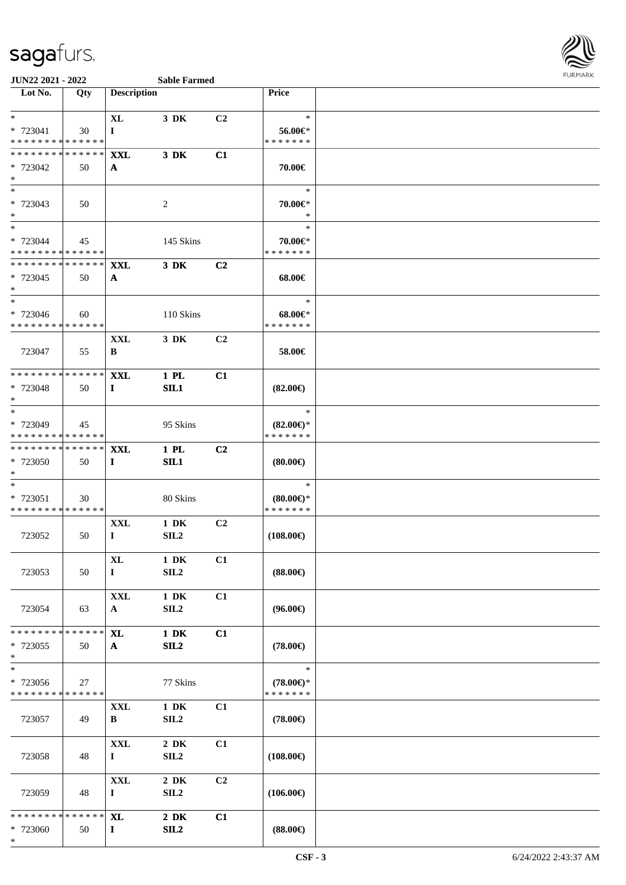**JUN22 2021 - 2022** **Sable Farmed**

| Lot No. | Qty | Description | | | Price | |
|---|---|---|---|---|---|---|
| * <br> * 723041 <br> * * * * * * * * * * * * * * | 30 | XL <br> I | 3 DK | C2 | * <br> 56.00€* <br> * * * * * * * | |
| * * * * * * * * * * * * * * <br> * 723042 <br> * | 50 | XXL <br> A | 3 DK | C1 | 70.00€ | |
| * <br> * 723043 <br> * | 50 | | 2 | | * <br> 70.00€* <br> * | |
| * <br> * 723044 <br> * * * * * * * * * * * * * * | 45 | | 145 Skins | | * <br> 70.00€* <br> * * * * * * * | |
| * * * * * * * * * * * * * * <br> * 723045 <br> * | 50 | XXL <br> A | 3 DK | C2 | 68.00€ | |
| * <br> * 723046 <br> * * * * * * * * * * * * * * | 60 | | 110 Skins | | * <br> 68.00€* <br> * * * * * * * | |
| 723047 | 55 | XXL <br> B | 3 DK | C2 | 58.00€ | |
| * * * * * * * * * * * * * * <br> * 723048 <br> * | 50 | XXL <br> I | 1 PL <br> SIL1 | C1 | (82.00€) | |
| * <br> * 723049 <br> * * * * * * * * * * * * * * | 45 | | 95 Skins | | * <br> (82.00€)* <br> * * * * * * * | |
| * * * * * * * * * * * * * * <br> * 723050 <br> * | 50 | XXL <br> I | 1 PL <br> SIL1 | C2 | (80.00€) | |
| * <br> * 723051 <br> * * * * * * * * * * * * * * | 30 | | 80 Skins | | * <br> (80.00€)* <br> * * * * * * * | |
| 723052 | 50 | XXL <br> I | 1 DK <br> SIL2 | C2 | (108.00€) | |
| 723053 | 50 | XL <br> I | 1 DK <br> SIL2 | C1 | (88.00€) | |
| 723054 | 63 | XXL <br> A | 1 DK <br> SIL2 | C1 | (96.00€) | |
| * * * * * * * * * * * * * * <br> * 723055 <br> * | 50 | XL <br> A | 1 DK <br> SIL2 | C1 | (78.00€) | |
| * <br> * 723056 <br> * * * * * * * * * * * * * * | 27 | | 77 Skins | | * <br> (78.00€)* <br> * * * * * * * | |
| 723057 | 49 | XXL <br> B | 1 DK <br> SIL2 | C1 | (78.00€) | |
| 723058 | 48 | XXL <br> I | 2 DK <br> SIL2 | C1 | (108.00€) | |
| 723059 | 48 | XXL <br> I | 2 DK <br> SIL2 | C2 | (106.00€) | |
| * * * * * * * * * * * * * * <br> * 723060 <br> * | 50 | XL <br> I | 2 DK <br> SIL2 | C1 | (88.00€) | |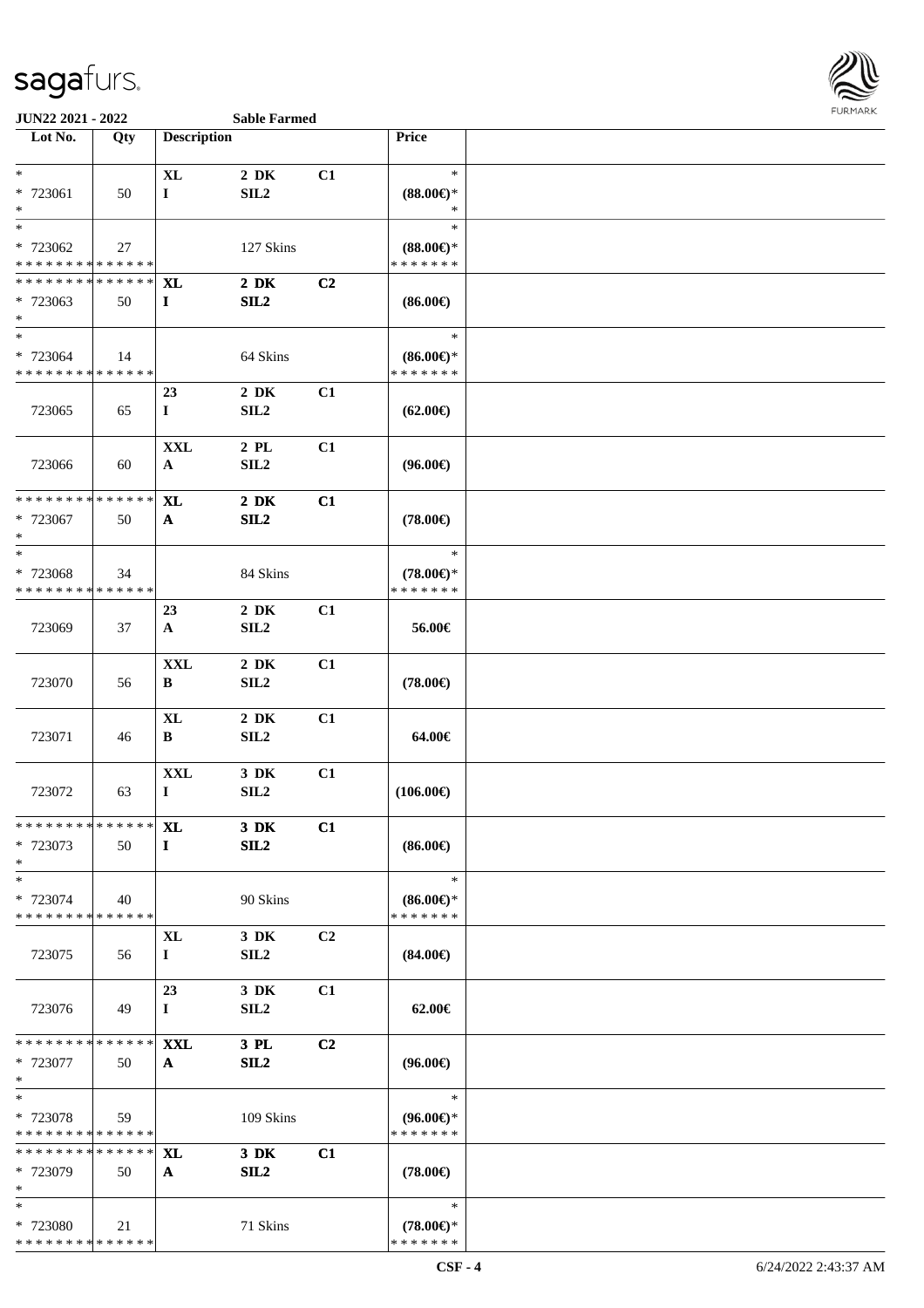**JUN22 2021 - 2022** **Sable Farmed**

| Lot No. | Qty | Description | | | Price |
|---|---|---|---|---|---|
| * <br> * 723061 <br> * | 50 | XL <br> I | 2 DK <br> SIL2 | C1 | * <br> (88.00€)* <br> * |
| * <br> * 723062 <br> * * * * * * * * * * * * * * | 27 | | 127 Skins | | * <br> (88.00€)* <br> * * * * * * * |
| * * * * * * * * * * * * * * <br> * 723063 <br> * | 50 | XL <br> I | 2 DK <br> SIL2 | C2 | (86.00€) |
| * <br> * 723064 <br> * * * * * * * * * * * * * * | 14 | | 64 Skins | | * <br> (86.00€)* <br> * * * * * * * |
| 723065 | 65 | 23 <br> I | 2 DK <br> SIL2 | C1 | (62.00€) |
| 723066 | 60 | XXL <br> A | 2 PL <br> SIL2 | C1 | (96.00€) |
| * * * * * * * * * * * * * * <br> * 723067 <br> * | 50 | XL <br> A | 2 DK <br> SIL2 | C1 | (78.00€) |
| * <br> * 723068 <br> * * * * * * * * * * * * * * | 34 | | 84 Skins | | * <br> (78.00€)* <br> * * * * * * * |
| 723069 | 37 | 23 <br> A | 2 DK <br> SIL2 | C1 | 56.00€ |
| 723070 | 56 | XXL <br> B | 2 DK <br> SIL2 | C1 | (78.00€) |
| 723071 | 46 | XL <br> B | 2 DK <br> SIL2 | C1 | 64.00€ |
| 723072 | 63 | XXL <br> I | 3 DK <br> SIL2 | C1 | (106.00€) |
| * * * * * * * * * * * * * * <br> * 723073 <br> * | 50 | XL <br> I | 3 DK <br> SIL2 | C1 | (86.00€) |
| * <br> * 723074 <br> * * * * * * * * * * * * * * | 40 | | 90 Skins | | * <br> (86.00€)* <br> * * * * * * * |
| 723075 | 56 | XL <br> I | 3 DK <br> SIL2 | C2 | (84.00€) |
| 723076 | 49 | 23 <br> I | 3 DK <br> SIL2 | C1 | 62.00€ |
| * * * * * * * * * * * * * * <br> * 723077 <br> * | 50 | XXL <br> A | 3 PL <br> SIL2 | C2 | (96.00€) |
| * <br> * 723078 <br> * * * * * * * * * * * * * * | 59 | | 109 Skins | | * <br> (96.00€)* <br> * * * * * * * |
| * * * * * * * * * * * * * * <br> * 723079 <br> * | 50 | XL <br> A | 3 DK <br> SIL2 | C1 | (78.00€) |
| * <br> * 723080 <br> * * * * * * * * * * * * * * | 21 | | 71 Skins | | * <br> (78.00€)* <br> * * * * * * * |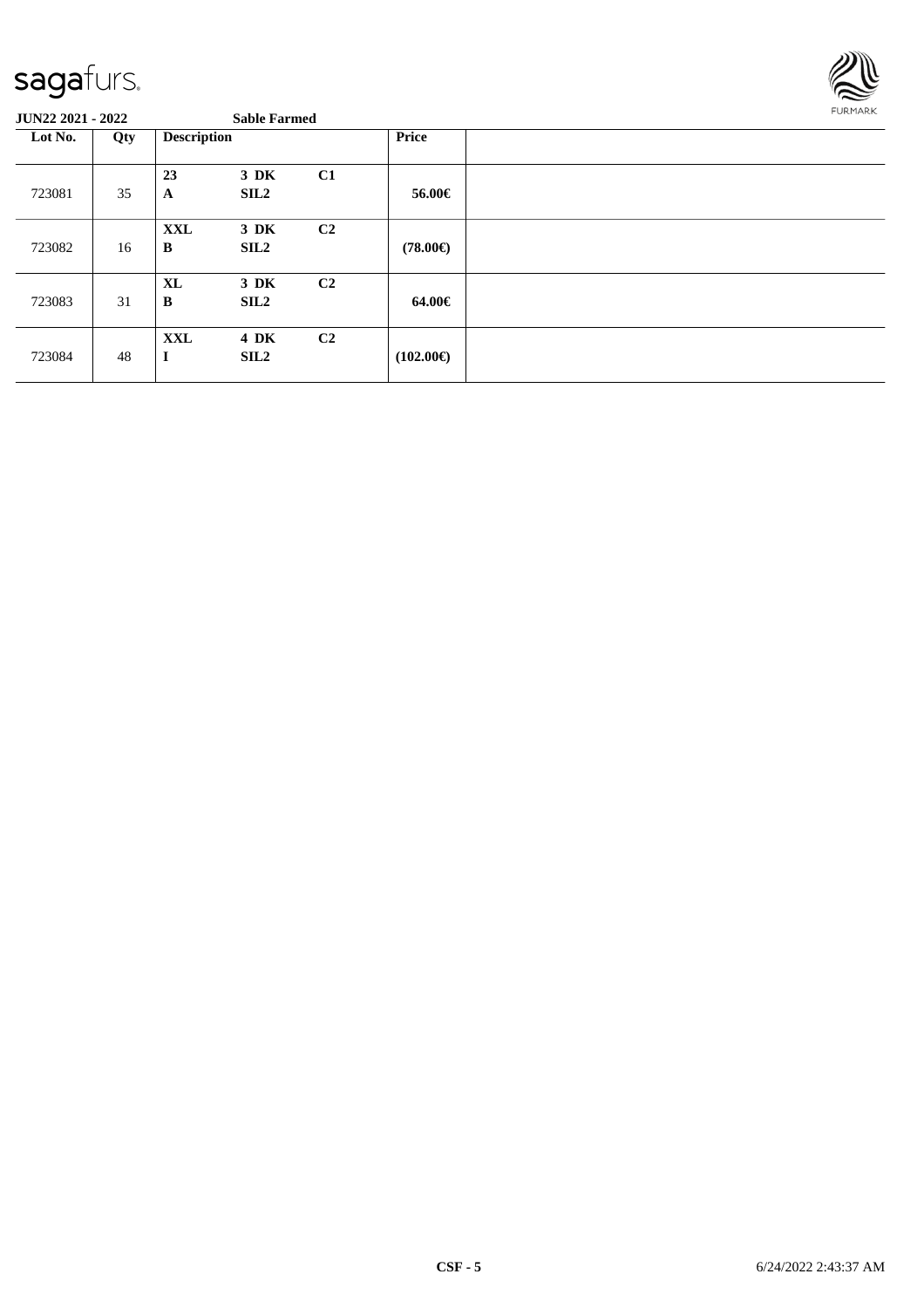**JUN22 2021 - 2022** **Sable Farmed**

| Lot No. | Qty | Description | | | Price | |
|---|---|---|---|---|---|---|
| 723081 | 35 | **23**<br>**A** | **3 DK**<br>**SIL2** | **C1** | **56.00€** | |
| 723082 | 16 | **XXL**<br>**B** | **3 DK**<br>**SIL2** | **C2** | **(78.00€)** | |
| 723083 | 31 | **XL**<br>**B** | **3 DK**<br>**SIL2** | **C2** | **64.00€** | |
| 723084 | 48 | **XXL**<br>**I** | **4 DK**<br>**SIL2** | **C2** | **(102.00€)** | |

**CSF - 5** 6/24/2022 2:43:37 AM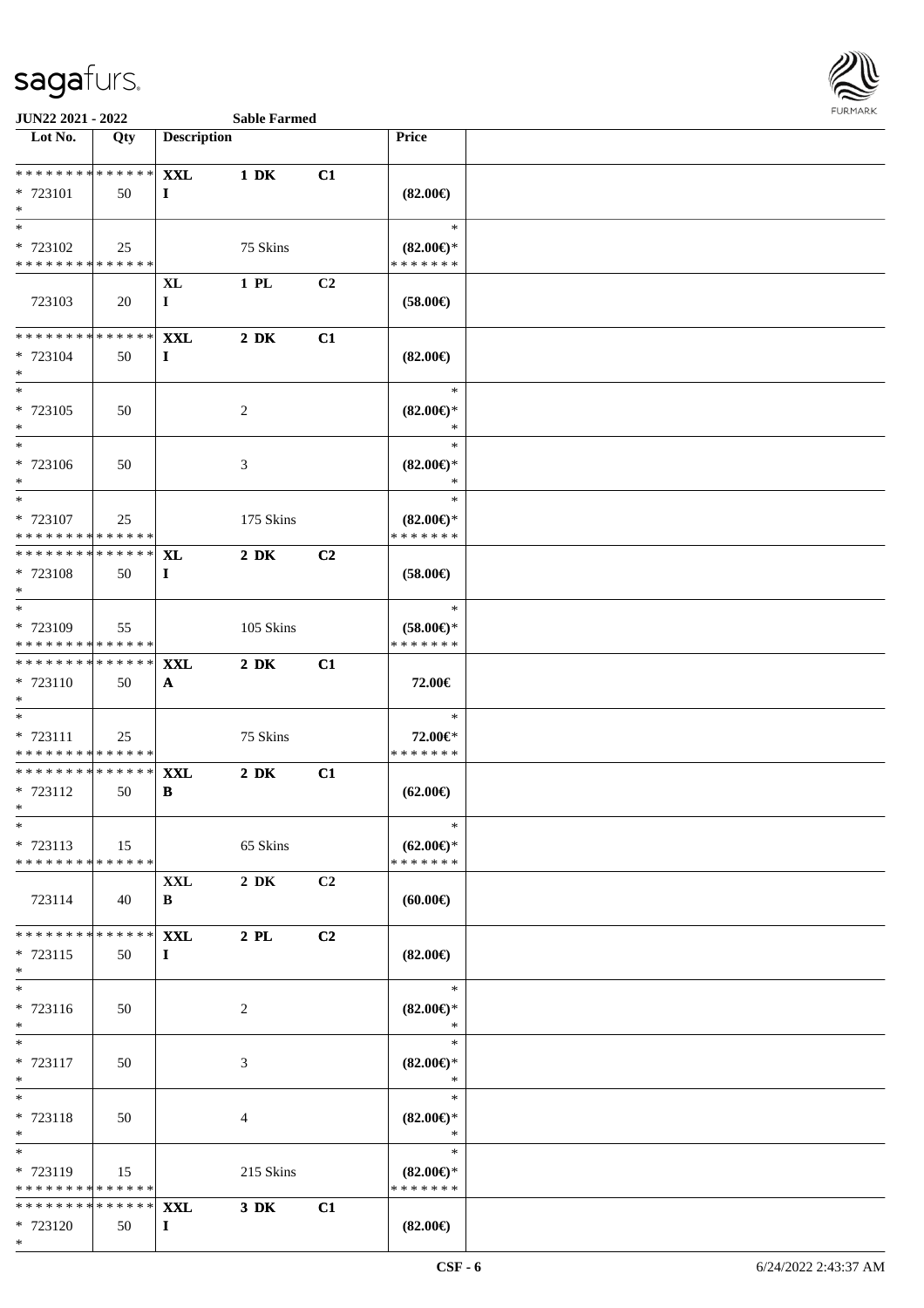JUN22 2021 - 2022 Sable Farmed

| Lot No. | Qty | Description | | | Price | |
|---|---|---|---|---|---|---|
| * * * * * * * * * * * * * * | | XXL | 1 DK | C1 | | |
| * 723101 | 50 | I | | | (82.00€) | |
| * | | | | | | |
| * | | | | | * | |
| * 723102 | 25 | | 75 Skins | | (82.00€)* | |
| * * * * * * * * * * * * * * | | | | | * * * * * * * | |
| | | XL | 1 PL | C2 | | |
| 723103 | 20 | I | | | (58.00€) | |
| * * * * * * * * * * * * * * | | XXL | 2 DK | C1 | | |
| * 723104 | 50 | I | | | (82.00€) | |
| * | | | | | | |
| * | | | | | * | |
| * 723105 | 50 | | 2 | | (82.00€)* | |
| * | | | | | * | |
| * | | | | | * | |
| * 723106 | 50 | | 3 | | (82.00€)* | |
| * | | | | | * | |
| * | | | | | * | |
| * 723107 | 25 | | 175 Skins | | (82.00€)* | |
| * * * * * * * * * * * * * * | | | | | * * * * * * * | |
| * * * * * * * * * * * * * * | | XL | 2 DK | C2 | | |
| * 723108 | 50 | I | | | (58.00€) | |
| * | | | | | | |
| * | | | | | * | |
| * 723109 | 55 | | 105 Skins | | (58.00€)* | |
| * * * * * * * * * * * * * * | | | | | * * * * * * * | |
| * * * * * * * * * * * * * * | | XXL | 2 DK | C1 | | |
| * 723110 | 50 | A | | | 72.00€ | |
| * | | | | | | |
| * | | | | | * | |
| * 723111 | 25 | | 75 Skins | | 72.00€* | |
| * * * * * * * * * * * * * * | | | | | * * * * * * * | |
| * * * * * * * * * * * * * * | | XXL | 2 DK | C1 | | |
| * 723112 | 50 | B | | | (62.00€) | |
| * | | | | | | |
| * | | | | | * | |
| * 723113 | 15 | | 65 Skins | | (62.00€)* | |
| * * * * * * * * * * * * * * | | | | | * * * * * * * | |
| | | XXL | 2 DK | C2 | | |
| 723114 | 40 | B | | | (60.00€) | |
| * * * * * * * * * * * * * * | | XXL | 2 PL | C2 | | |
| * 723115 | 50 | I | | | (82.00€) | |
| * | | | | | | |
| * | | | | | * | |
| * 723116 | 50 | | 2 | | (82.00€)* | |
| * | | | | | * | |
| * | | | | | * | |
| * 723117 | 50 | | 3 | | (82.00€)* | |
| * | | | | | * | |
| * | | | | | * | |
| * 723118 | 50 | | 4 | | (82.00€)* | |
| * | | | | | * | |
| * | | | | | * | |
| * 723119 | 15 | | 215 Skins | | (82.00€)* | |
| * * * * * * * * * * * * * * | | | | | * * * * * * * | |
| * * * * * * * * * * * * * * | | XXL | 3 DK | C1 | | |
| * 723120 | 50 | I | | | (82.00€) | |
| * | | | | | | |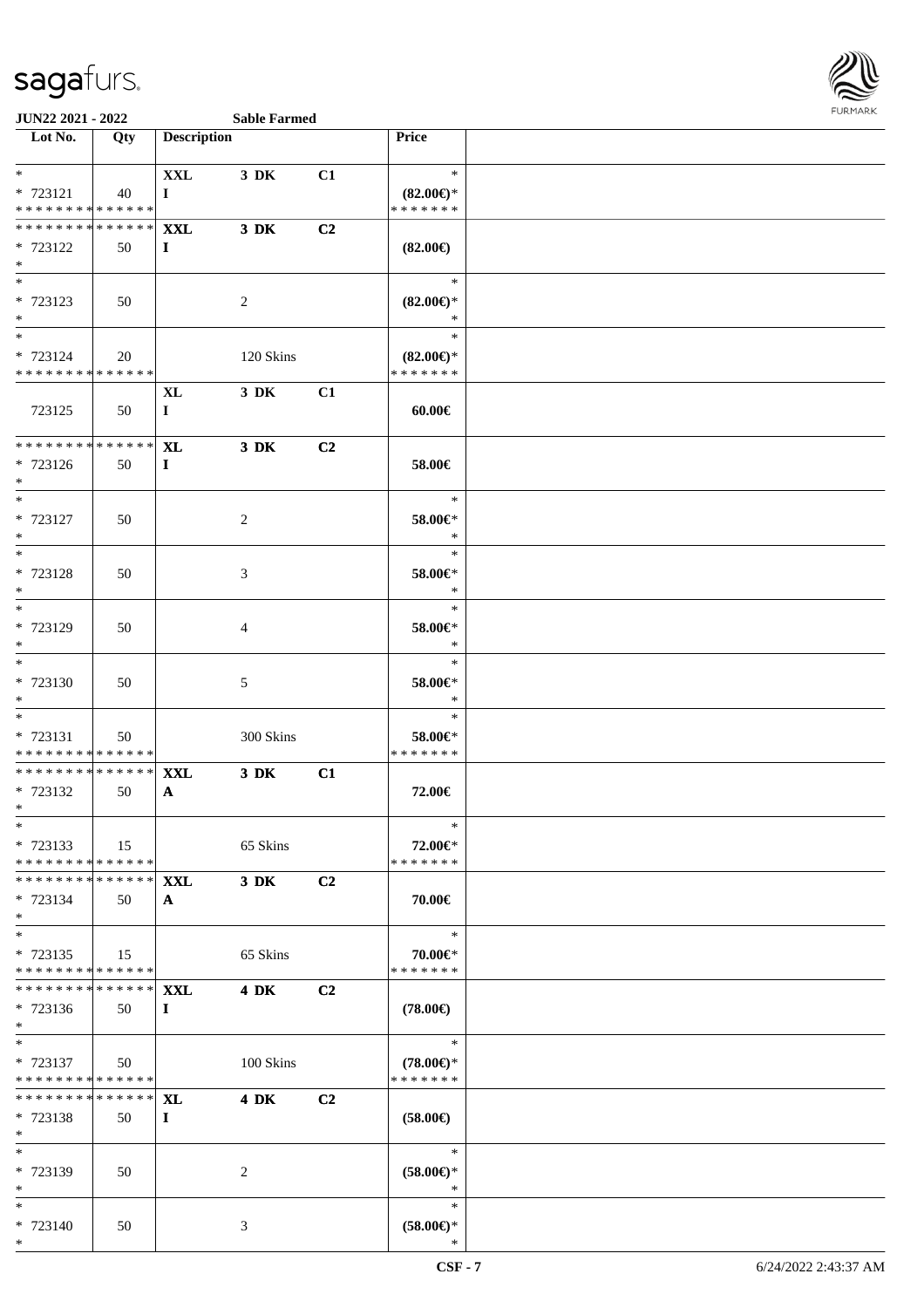**JUN22 2021 - 2022** **Sable Farmed**

| Lot No. | Qty | Description | | | Price | |
|---|---|---|---|---|---|---|
| * <br> * 723121 <br> * * * * * * * * * * * * * * | 40 | **XXL** <br> **I** | **3 DK** | **C1** | * <br> **(82.00€)*** <br> * * * * * * * | |
| * * * * * * * * * * * * * * <br> * 723122 <br> * | 50 | **XXL** <br> **I** | **3 DK** | **C2** | **(82.00€)** | |
| * <br> * 723123 <br> * | 50 | | 2 | | * <br> **(82.00€)*** <br> * | |
| * <br> * 723124 <br> * * * * * * * * * * * * * * | 20 | | 120 Skins | | * <br> **(82.00€)*** <br> * * * * * * * | |
| 723125 | 50 | **XL** <br> **I** | **3 DK** | **C1** | **60.00€** | |
| * * * * * * * * * * * * * * <br> * 723126 <br> * | 50 | **XL** <br> **I** | **3 DK** | **C2** | **58.00€** | |
| * <br> * 723127 <br> * | 50 | | 2 | | * <br> **58.00€*** <br> * | |
| * <br> * 723128 <br> * | 50 | | 3 | | * <br> **58.00€*** <br> * | |
| * <br> * 723129 <br> * | 50 | | 4 | | * <br> **58.00€*** <br> * | |
| * <br> * 723130 <br> * | 50 | | 5 | | * <br> **58.00€*** <br> * | |
| * <br> * 723131 <br> * * * * * * * * * * * * * * | 50 | | 300 Skins | | * <br> **58.00€*** <br> * * * * * * * | |
| * * * * * * * * * * * * * * <br> * 723132 <br> * | 50 | **XXL** <br> **A** | **3 DK** | **C1** | **72.00€** | |
| * <br> * 723133 <br> * * * * * * * * * * * * * * | 15 | | 65 Skins | | * <br> **72.00€*** <br> * * * * * * * | |
| * * * * * * * * * * * * * * <br> * 723134 <br> * | 50 | **XXL** <br> **A** | **3 DK** | **C2** | **70.00€** | |
| * <br> * 723135 <br> * * * * * * * * * * * * * * | 15 | | 65 Skins | | * <br> **70.00€*** <br> * * * * * * * | |
| * * * * * * * * * * * * * * <br> * 723136 <br> * | 50 | **XXL** <br> **I** | **4 DK** | **C2** | **(78.00€)** | |
| * <br> * 723137 <br> * * * * * * * * * * * * * * | 50 | | 100 Skins | | * <br> **(78.00€)*** <br> * * * * * * * | |
| * * * * * * * * * * * * * * <br> * 723138 <br> * | 50 | **XL** <br> **I** | **4 DK** | **C2** | **(58.00€)** | |
| * <br> * 723139 <br> * | 50 | | 2 | | * <br> **(58.00€)*** <br> * | |
| * <br> * 723140 <br> * | 50 | | 3 | | * <br> **(58.00€)*** <br> * | |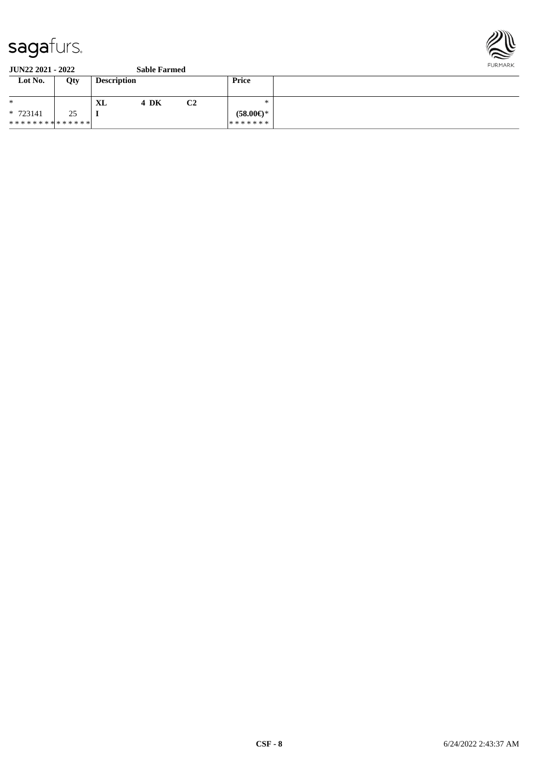sagafurs.

**JUN22 2021 - 2022** **Sable Farmed**

| Lot No. | Qty | Description | | | Price |
|---|---|---|---|---|---|
| * | | XL | 4 DK | C2 | * |
| * 723141 | 25 | I | | | (58.00€)* |
| * * * * * * * * * * * * * | | | | | * * * * * * * |

**CSF - 8**

6/24/2022 2:43:37 AM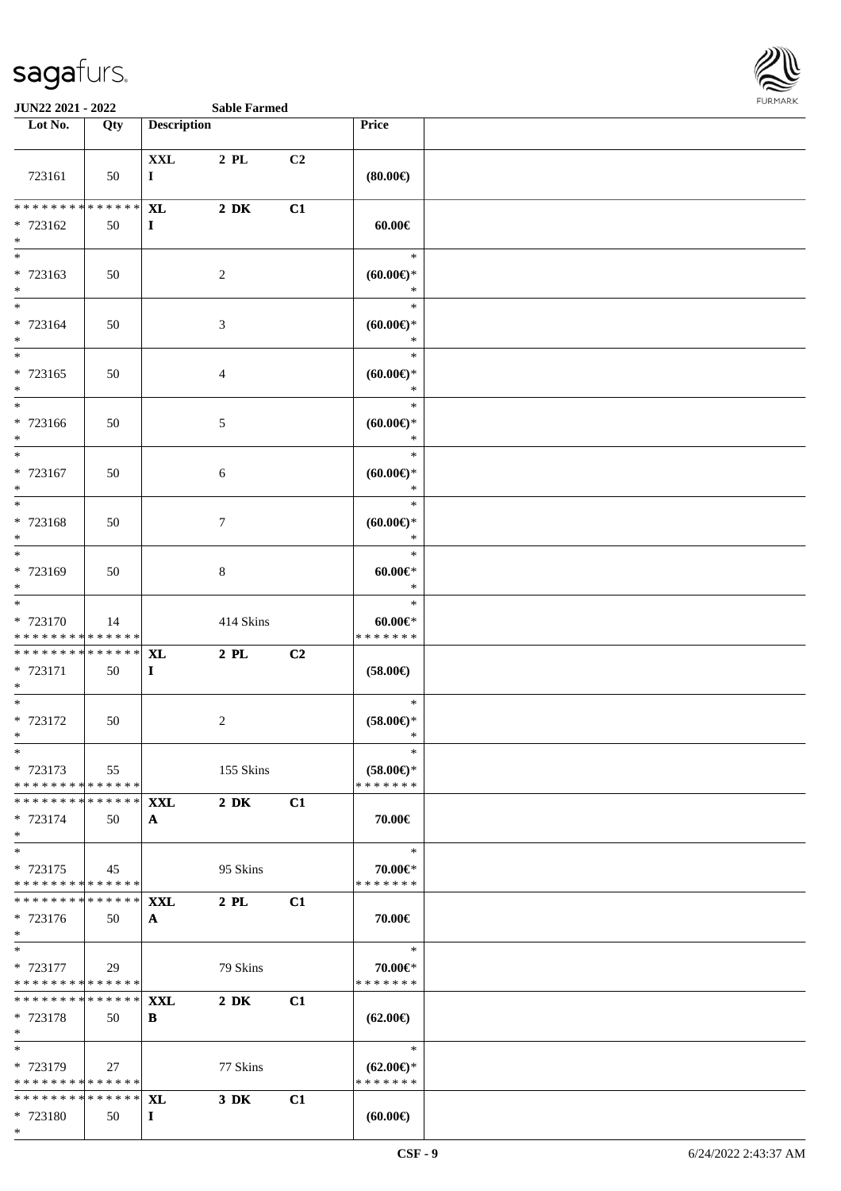| Lot No. | Qty | Description | | | Price | |
|---|---|---|---|---|---|---|
| 723161 | 50 | XXL I | 2 PL | C2 | (80.00€) | |
| * * * * * * * * * * * * * * * 723162 * | 50 | XL I | 2 DK | C1 | 60.00€ | |
| * * 723163 * | 50 | | 2 | | * (60.00€)* * | |
| * * 723164 * | 50 | | 3 | | * (60.00€)* * | |
| * * 723165 * | 50 | | 4 | | * (60.00€)* * | |
| * * 723166 * | 50 | | 5 | | * (60.00€)* * | |
| * * 723167 * | 50 | | 6 | | * (60.00€)* * | |
| * * 723168 * | 50 | | 7 | | * (60.00€)* * | |
| * * 723169 * | 50 | | 8 | | * 60.00€* * | |
| * * 723170 * * * * * * * * * * * * * * | 14 | | 414 Skins | | * 60.00€* * * * * * * * | |
| * * * * * * * * * * * * * * * 723171 * | 50 | XL I | 2 PL | C2 | (58.00€) | |
| * * 723172 * | 50 | | 2 | | * (58.00€)* * | |
| * * 723173 * * * * * * * * * * * * * * | 55 | | 155 Skins | | * (58.00€)* * * * * * * * | |
| * * * * * * * * * * * * * * * 723174 * | 50 | XXL A | 2 DK | C1 | 70.00€ | |
| * * 723175 * * * * * * * * * * * * * * | 45 | | 95 Skins | | * 70.00€* * * * * * * * | |
| * * * * * * * * * * * * * * * 723176 * | 50 | XXL A | 2 PL | C1 | 70.00€ | |
| * * 723177 * * * * * * * * * * * * * * | 29 | | 79 Skins | | * 70.00€* * * * * * * * | |
| * * * * * * * * * * * * * * * 723178 * | 50 | XXL B | 2 DK | C1 | (62.00€) | |
| * * 723179 * * * * * * * * * * * * * * | 27 | | 77 Skins | | * (62.00€)* * * * * * * * | |
| * * * * * * * * * * * * * * * 723180 * | 50 | XL I | 3 DK | C1 | (60.00€) | |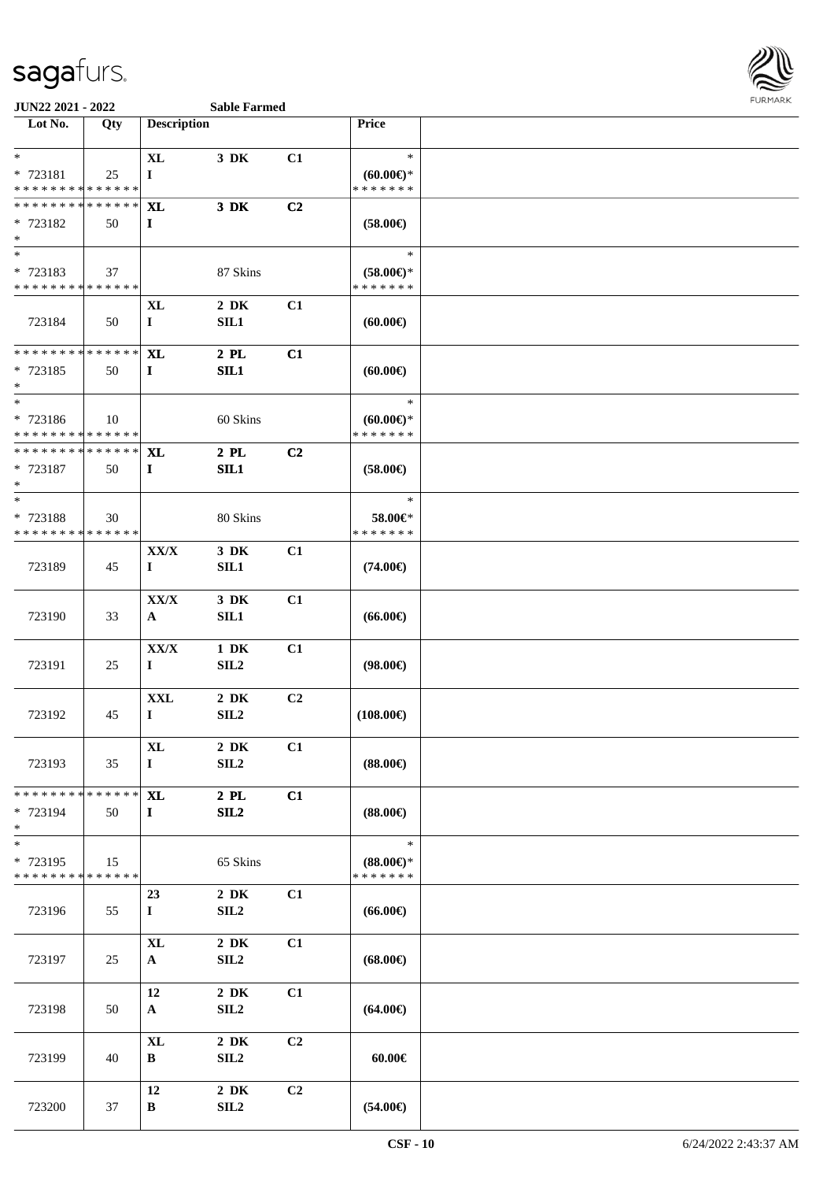JUN22 2021 - 2022 Sable Farmed

| Lot No. | Qty | Description | | | Price | |
|---|---|---|---|---|---|---|
| * <br> * 723181 <br> * * * * * * * * * * * * * * | 25 | XL <br> I | 3 DK | C1 | * <br> (60.00€)* <br> * * * * * * * | |
| * * * * * * * * * * * * * * <br> * 723182 <br> * | 50 | XL <br> I | 3 DK | C2 | (58.00€) | |
| * <br> * 723183 <br> * * * * * * * * * * * * * * | 37 | | 87 Skins | | * <br> (58.00€)* <br> * * * * * * * | |
| 723184 | 50 | XL <br> I | 2 DK <br> SIL1 | C1 | (60.00€) | |
| * * * * * * * * * * * * * * <br> * 723185 <br> * | 50 | XL <br> I | 2 PL <br> SIL1 | C1 | (60.00€) | |
| * <br> * 723186 <br> * * * * * * * * * * * * * * | 10 | | 60 Skins | | * <br> (60.00€)* <br> * * * * * * * | |
| * * * * * * * * * * * * * * <br> * 723187 <br> * | 50 | XL <br> I | 2 PL <br> SIL1 | C2 | (58.00€) | |
| * <br> * 723188 <br> * * * * * * * * * * * * * * | 30 | | 80 Skins | | * <br> 58.00€* <br> * * * * * * * | |
| 723189 | 45 | XX/X <br> I | 3 DK <br> SIL1 | C1 | (74.00€) | |
| 723190 | 33 | XX/X <br> A | 3 DK <br> SIL1 | C1 | (66.00€) | |
| 723191 | 25 | XX/X <br> I | 1 DK <br> SIL2 | C1 | (98.00€) | |
| 723192 | 45 | XXL <br> I | 2 DK <br> SIL2 | C2 | (108.00€) | |
| 723193 | 35 | XL <br> I | 2 DK <br> SIL2 | C1 | (88.00€) | |
| * * * * * * * * * * * * * * <br> * 723194 <br> * | 50 | XL <br> I | 2 PL <br> SIL2 | C1 | (88.00€) | |
| * <br> * 723195 <br> * * * * * * * * * * * * * * | 15 | | 65 Skins | | * <br> (88.00€)* <br> * * * * * * * | |
| 723196 | 55 | 23 <br> I | 2 DK <br> SIL2 | C1 | (66.00€) | |
| 723197 | 25 | XL <br> A | 2 DK <br> SIL2 | C1 | (68.00€) | |
| 723198 | 50 | 12 <br> A | 2 DK <br> SIL2 | C1 | (64.00€) | |
| 723199 | 40 | XL <br> B | 2 DK <br> SIL2 | C2 | 60.00€ | |
| 723200 | 37 | 12 <br> B | 2 DK <br> SIL2 | C2 | (54.00€) | |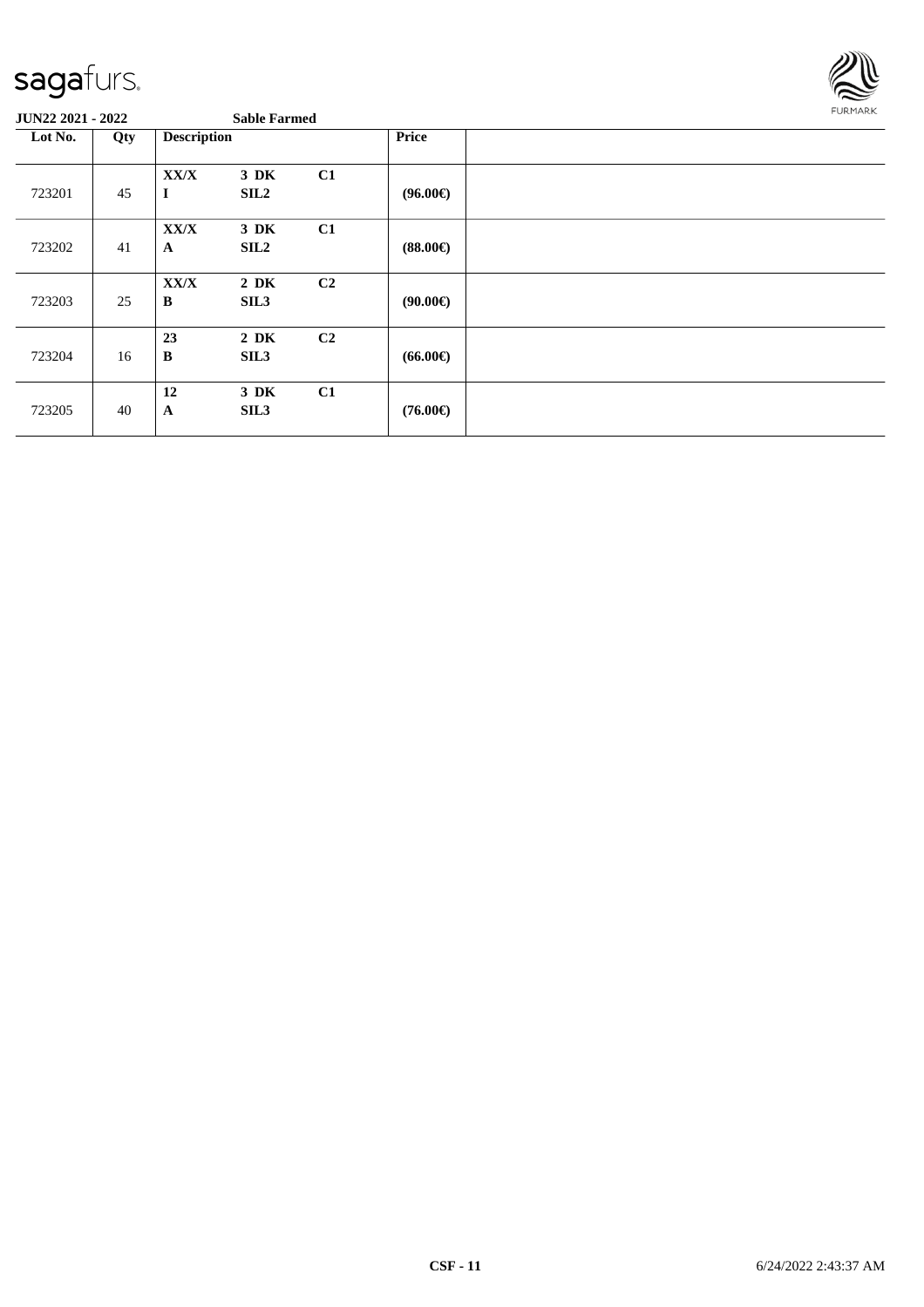**JUN22 2021 - 2022** **Sable Farmed**

| Lot No. | Qty | Description | | | Price | |
|---|---|---|---|---|---|---|
| 723201 | 45 | **XX/X** **I** | **3 DK** **SIL2** | **C1** | **(96.00€)** | |
| 723202 | 41 | **XX/X** **A** | **3 DK** **SIL2** | **C1** | **(88.00€)** | |
| 723203 | 25 | **XX/X** **B** | **2 DK** **SIL3** | **C2** | **(90.00€)** | |
| 723204 | 16 | **23** **B** | **2 DK** **SIL3** | **C2** | **(66.00€)** | |
| 723205 | 40 | **12** **A** | **3 DK** **SIL3** | **C1** | **(76.00€)** | |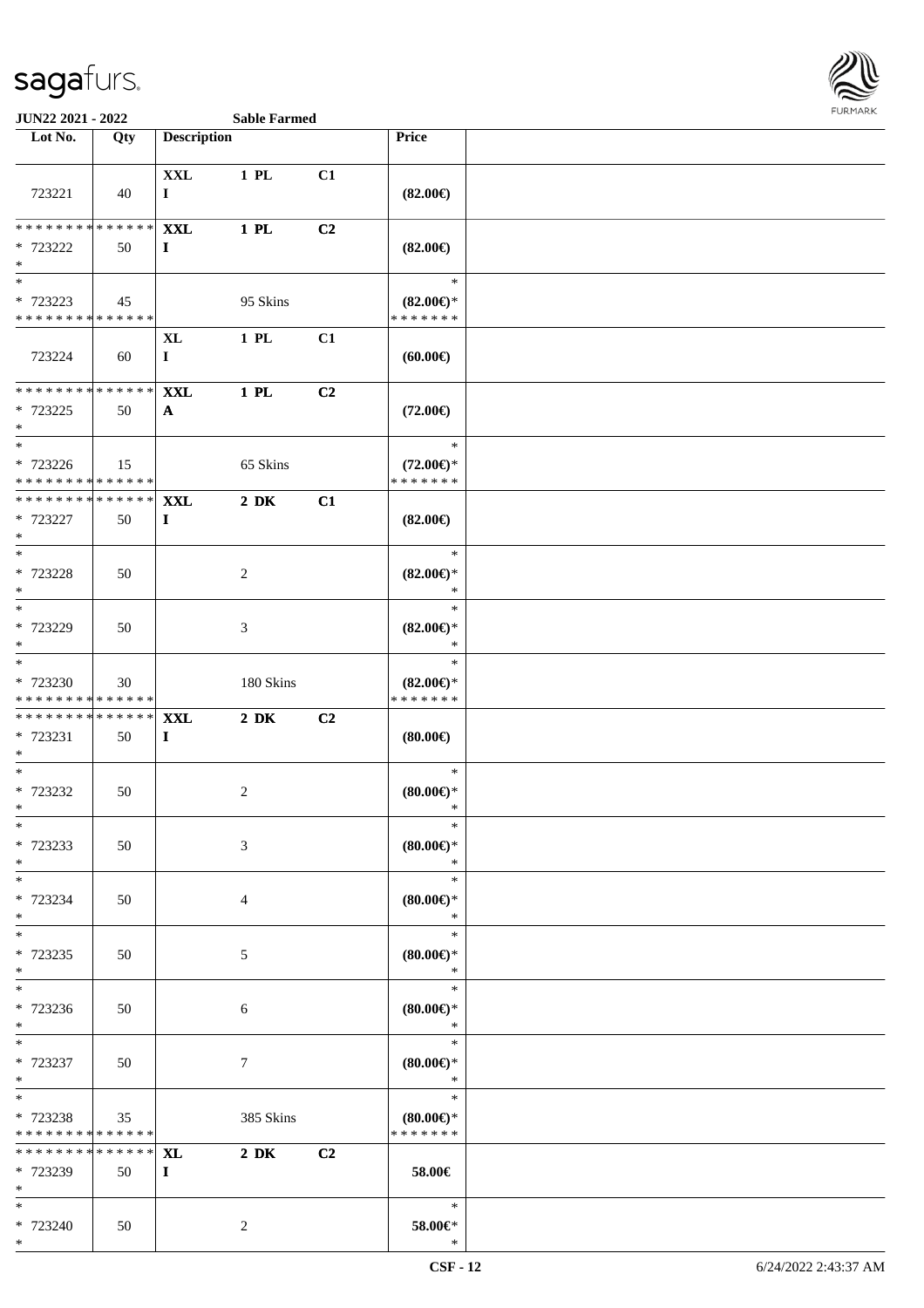**JUN22 2021 - 2022** **Sable Farmed**

| Lot No. | Qty | Description | | | Price | |
|---|---|---|---|---|---|---|
| 723221 | 40 | XXL I | 1 PL | C1 | (82.00€) | |
| * * * * * * * * * * * * * * * 723222 * | 50 | XXL I | 1 PL | C2 | (82.00€) | |
| * * 723223 * * * * * * * * * * * * * * | 45 | | 95 Skins | | * (82.00€)* * * * * * * * | |
| 723224 | 60 | XL I | 1 PL | C1 | (60.00€) | |
| * * * * * * * * * * * * * * * 723225 * | 50 | XXL A | 1 PL | C2 | (72.00€) | |
| * * 723226 * * * * * * * * * * * * * * | 15 | | 65 Skins | | * (72.00€)* * * * * * * * | |
| * * * * * * * * * * * * * * * 723227 * | 50 | XXL I | 2 DK | C1 | (82.00€) | |
| * * 723228 * | 50 | | 2 | | * (82.00€)* * | |
| * * 723229 * | 50 | | 3 | | * (82.00€)* * | |
| * * 723230 * * * * * * * * * * * * * * | 30 | | 180 Skins | | * (82.00€)* * * * * * * * | |
| * * * * * * * * * * * * * * * 723231 * | 50 | XXL I | 2 DK | C2 | (80.00€) | |
| * * 723232 * | 50 | | 2 | | * (80.00€)* * | |
| * * 723233 * | 50 | | 3 | | * (80.00€)* * | |
| * * 723234 * | 50 | | 4 | | * (80.00€)* * | |
| * * 723235 * | 50 | | 5 | | * (80.00€)* * | |
| * * 723236 * | 50 | | 6 | | * (80.00€)* * | |
| * * 723237 * | 50 | | 7 | | * (80.00€)* * | |
| * * 723238 * * * * * * * * * * * * * * | 35 | | 385 Skins | | * (80.00€)* * * * * * * * | |
| * * * * * * * * * * * * * * * 723239 * | 50 | XL I | 2 DK | C2 | 58.00€ | |
| * * 723240 * | 50 | | 2 | | * 58.00€* * | |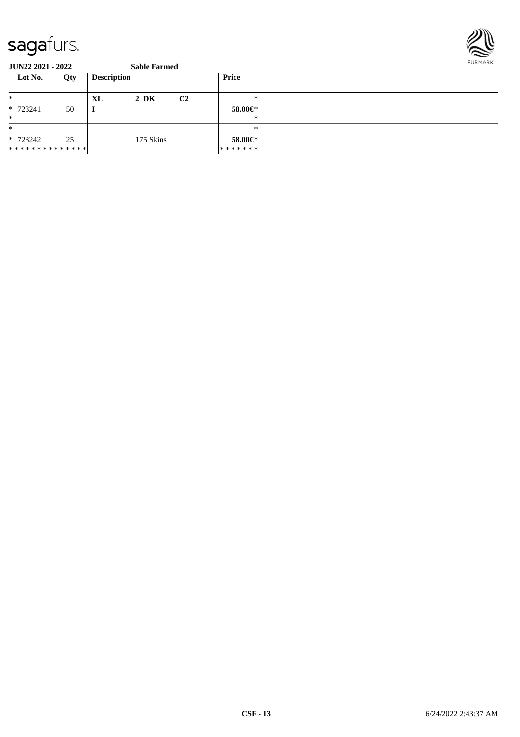sagafurs.

**JUN22 2021 - 2022** **Sable Farmed**

| Lot No. | Qty | Description | | | Price | |
|---|---|---|---|---|---|---|
| * | | **XL** | **2 DK** | **C2** | * | |
| * 723241 | 50 | **I** | | | **58.00€*** | |
| * | | | | | * | |
| * | | | | | * | |
| * 723242 | 25 | | 175 Skins | | **58.00€*** | |
| * * * * * * * * * * * * * * | | | | | * * * * * * * | |

**CSF - 13** 6/24/2022 2:43:37 AM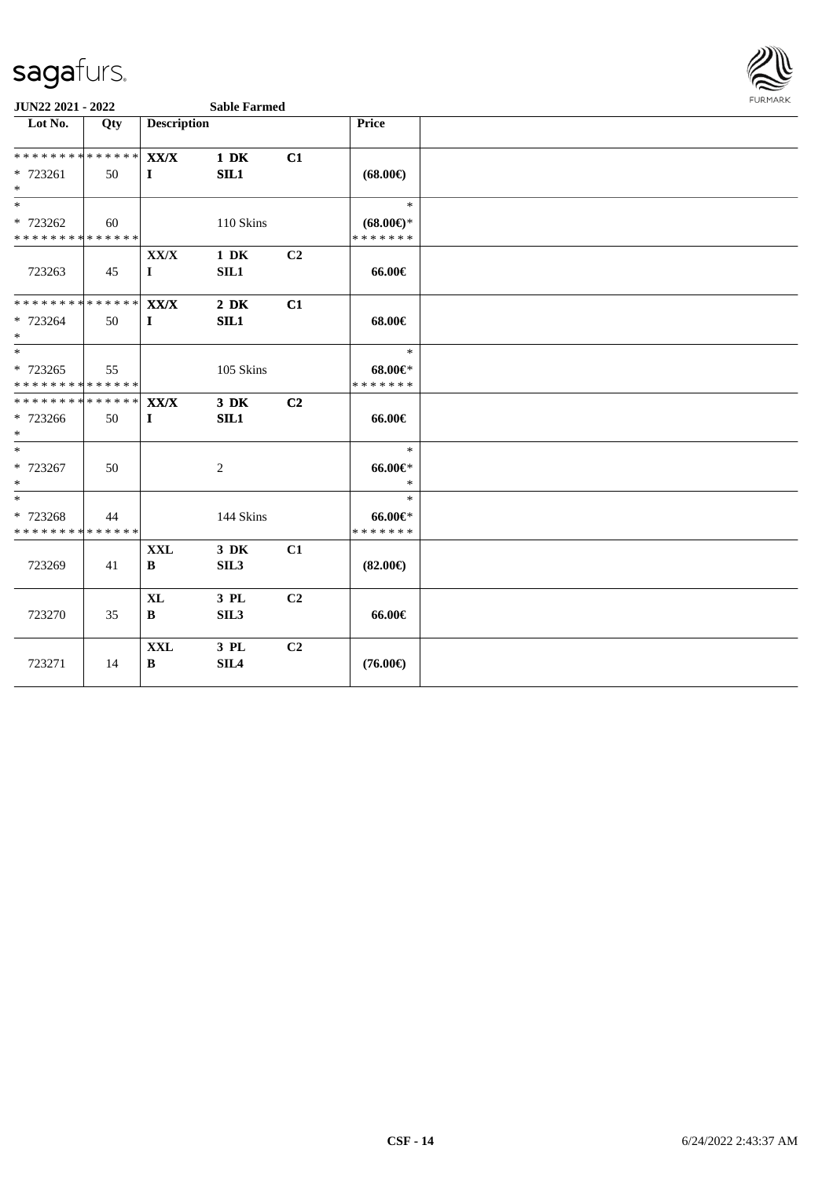**JUN22 2021 - 2022** **Sable Farmed**

| Lot No. | Qty | Description | | | Price | |
|---|---|---|---|---|---|---|
| * * * * * * * * * * * * * * | | **XX/X** | **1 DK** | **C1** | | |
| * 723261 | 50 | **I** | **SIL1** | | **(68.00€)** | |
| * | | | | | | |
| * | | | | | * | |
| * 723262 | 60 | | 110 Skins | | **(68.00€)*** | |
| * * * * * * * * * * * * * * | | | | | * * * * * * * | |
| | | **XX/X** | **1 DK** | **C2** | | |
| 723263 | 45 | **I** | **SIL1** | | **66.00€** | |
| * * * * * * * * * * * * * * | | **XX/X** | **2 DK** | **C1** | | |
| * 723264 | 50 | **I** | **SIL1** | | **68.00€** | |
| * | | | | | | |
| * | | | | | * | |
| * 723265 | 55 | | 105 Skins | | **68.00€*** | |
| * * * * * * * * * * * * * * | | | | | * * * * * * * | |
| * * * * * * * * * * * * * * | | **XX/X** | **3 DK** | **C2** | | |
| * 723266 | 50 | **I** | **SIL1** | | **66.00€** | |
| * | | | | | | |
| * | | | | | * | |
| * 723267 | 50 | | 2 | | **66.00€*** | |
| * | | | | | * | |
| * | | | | | * | |
| * 723268 | 44 | | 144 Skins | | **66.00€*** | |
| * * * * * * * * * * * * * * | | | | | * * * * * * * | |
| | | **XXL** | **3 DK** | **C1** | | |
| 723269 | 41 | **B** | **SIL3** | | **(82.00€)** | |
| | | **XL** | **3 PL** | **C2** | | |
| 723270 | 35 | **B** | **SIL3** | | **66.00€** | |
| | | **XXL** | **3 PL** | **C2** | | |
| 723271 | 14 | **B** | **SIL4** | | **(76.00€)** | |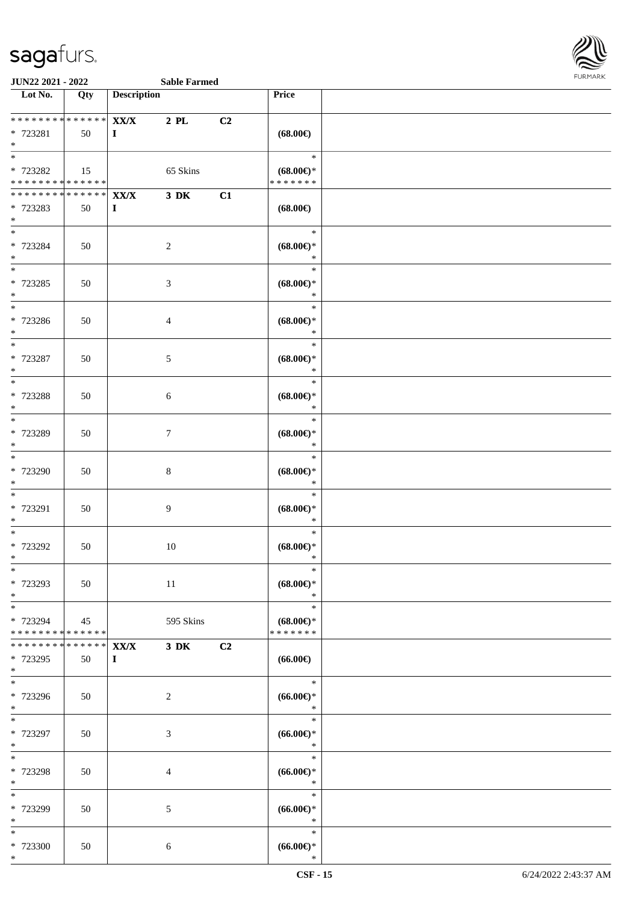| Lot No. | Qty | Description | | | Price | |
|---|---|---|---|---|---|---|
| ************** | | XX/X | 2 PL | C2 | | |
| * 723281 | 50 | I | | | (68.00€) | |
| * | | | | | | |
| * | | | | | * | |
| * 723282 | 15 | | 65 Skins | | (68.00€)* | |
| ************** | | | | | ******* | |
| ************** | | XX/X | 3 DK | C1 | | |
| * 723283 | 50 | I | | | (68.00€) | |
| * | | | | | | |
| * | | | | | * | |
| * 723284 | 50 | | 2 | | (68.00€)* | |
| * | | | | | * | |
| * | | | | | * | |
| * 723285 | 50 | | 3 | | (68.00€)* | |
| * | | | | | * | |
| * | | | | | * | |
| * 723286 | 50 | | 4 | | (68.00€)* | |
| * | | | | | * | |
| * | | | | | * | |
| * 723287 | 50 | | 5 | | (68.00€)* | |
| * | | | | | * | |
| * | | | | | * | |
| * 723288 | 50 | | 6 | | (68.00€)* | |
| * | | | | | * | |
| * | | | | | * | |
| * 723289 | 50 | | 7 | | (68.00€)* | |
| * | | | | | * | |
| * | | | | | * | |
| * 723290 | 50 | | 8 | | (68.00€)* | |
| * | | | | | * | |
| * | | | | | * | |
| * 723291 | 50 | | 9 | | (68.00€)* | |
| * | | | | | * | |
| * | | | | | * | |
| * 723292 | 50 | | 10 | | (68.00€)* | |
| * | | | | | * | |
| * | | | | | * | |
| * 723293 | 50 | | 11 | | (68.00€)* | |
| * | | | | | * | |
| * | | | | | * | |
| * 723294 | 45 | | 595 Skins | | (68.00€)* | |
| ************** | | | | | ******* | |
| ************** | | XX/X | 3 DK | C2 | | |
| * 723295 | 50 | I | | | (66.00€) | |
| * | | | | | | |
| * | | | | | * | |
| * 723296 | 50 | | 2 | | (66.00€)* | |
| * | | | | | * | |
| * | | | | | * | |
| * 723297 | 50 | | 3 | | (66.00€)* | |
| * | | | | | * | |
| * | | | | | * | |
| * 723298 | 50 | | 4 | | (66.00€)* | |
| * | | | | | * | |
| * | | | | | * | |
| * 723299 | 50 | | 5 | | (66.00€)* | |
| * | | | | | * | |
| * | | | | | * | |
| * 723300 | 50 | | 6 | | (66.00€)* | |
| * | | | | | * | |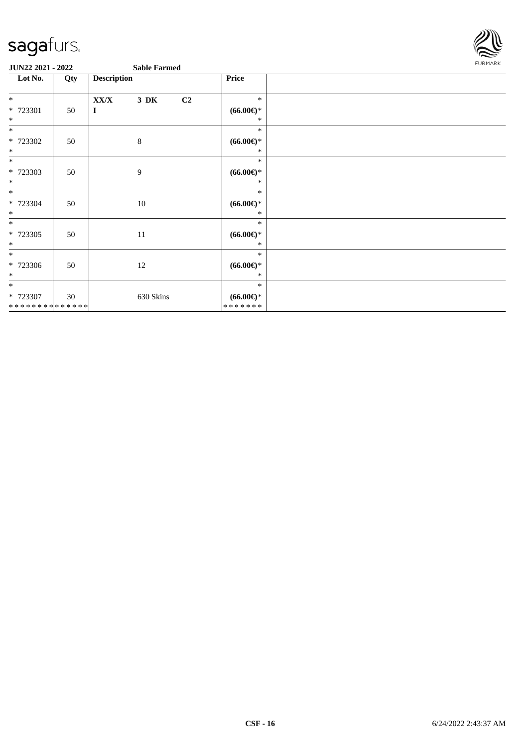**JUN22 2021 - 2022** **Sable Farmed**

| Lot No. | Qty | Description | Price | |
|---|---|---|---|---|
| * <br> * 723301 <br> * | 50 | **XX/X** **3 DK** **C2** <br> **I** | * <br> **(66.00€)*** <br> * | |
| * <br> * 723302 <br> * | 50 | 8 | * <br> **(66.00€)*** <br> * | |
| * <br> * 723303 <br> * | 50 | 9 | * <br> **(66.00€)*** <br> * | |
| * <br> * 723304 <br> * | 50 | 10 | * <br> **(66.00€)*** <br> * | |
| * <br> * 723305 <br> * | 50 | 11 | * <br> **(66.00€)*** <br> * | |
| * <br> * 723306 <br> * | 50 | 12 | * <br> **(66.00€)*** <br> * | |
| * <br> * 723307 <br> * * * * * * * * * * * * * * | 30 | 630 Skins | * <br> **(66.00€)*** <br> * * * * * * * | |

**CSF - 16** 6/24/2022 2:43:37 AM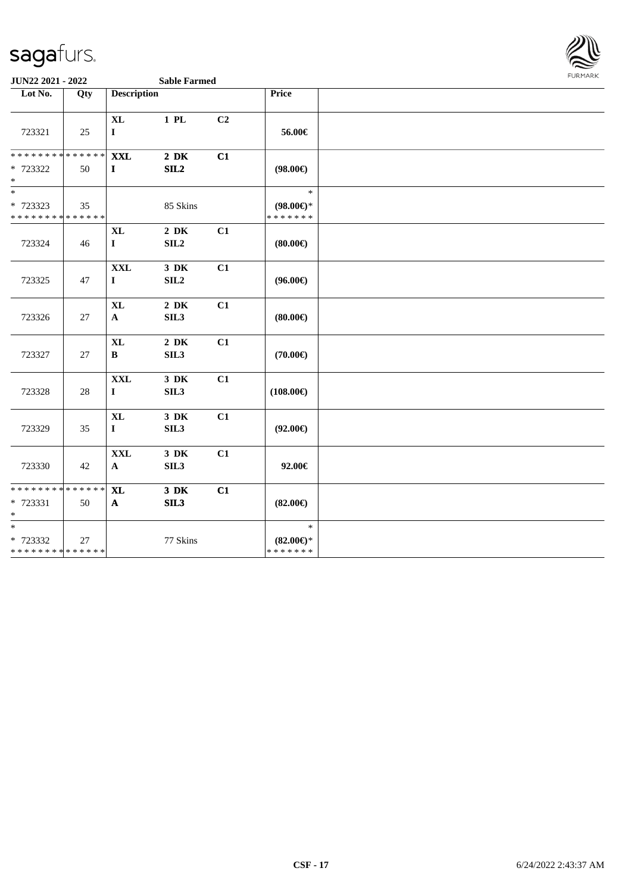**JUN22 2021 - 2022** **Sable Farmed**

| Lot No. | Qty | Description | | | Price | |
|---|---|---|---|---|---|---|
| 723321 | 25 | **XL** **I** | **1 PL** | **C2** | **56.00€** | |
| ************** * 723322 * | 50 | **XXL** **I** | **2 DK** **SIL2** | **C1** | **(98.00€)** | |
| * * 723323 ************** | 35 | | 85 Skins | | * **(98.00€)*** ******* | |
| 723324 | 46 | **XL** **I** | **2 DK** **SIL2** | **C1** | **(80.00€)** | |
| 723325 | 47 | **XXL** **I** | **3 DK** **SIL2** | **C1** | **(96.00€)** | |
| 723326 | 27 | **XL** **A** | **2 DK** **SIL3** | **C1** | **(80.00€)** | |
| 723327 | 27 | **XL** **B** | **2 DK** **SIL3** | **C1** | **(70.00€)** | |
| 723328 | 28 | **XXL** **I** | **3 DK** **SIL3** | **C1** | **(108.00€)** | |
| 723329 | 35 | **XL** **I** | **3 DK** **SIL3** | **C1** | **(92.00€)** | |
| 723330 | 42 | **XXL** **A** | **3 DK** **SIL3** | **C1** | **92.00€** | |
| ************** * 723331 * | 50 | **XL** **A** | **3 DK** **SIL3** | **C1** | **(82.00€)** | |
| * * 723332 ************** | 27 | | 77 Skins | | * **(82.00€)*** ******* | |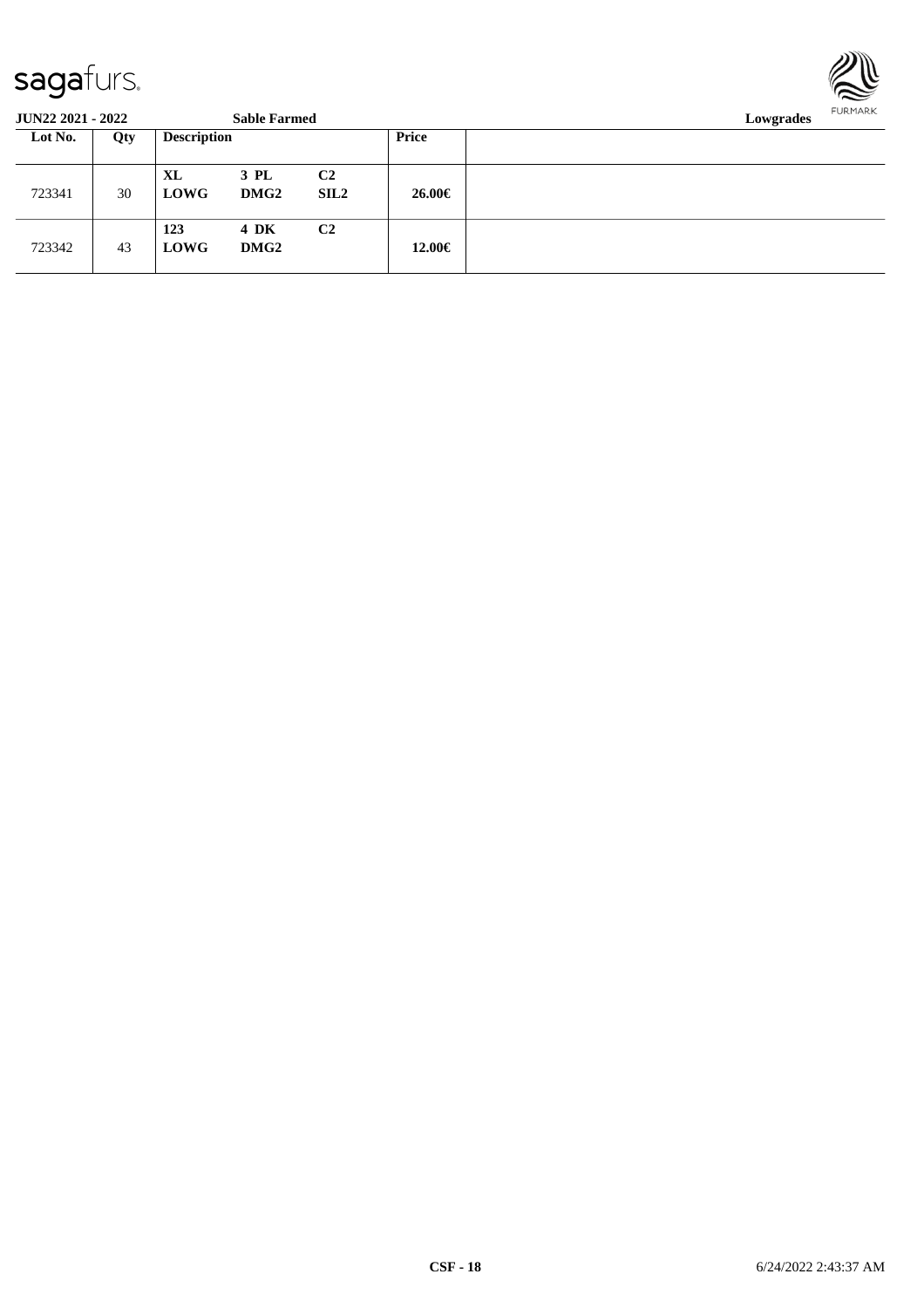**JUN22 2021 - 2022** **Sable Farmed** **Lowgrades**

| Lot No. | Qty | Description | | | Price | |
|---|---|---|---|---|---|---|
| 723341 | 30 | **XL** **LOWG** | **3 PL** **DMG2** | **C2** **SIL2** | **26.00€** | |
| 723342 | 43 | **123** **LOWG** | **4 DK** **DMG2** | **C2** | **12.00€** | |